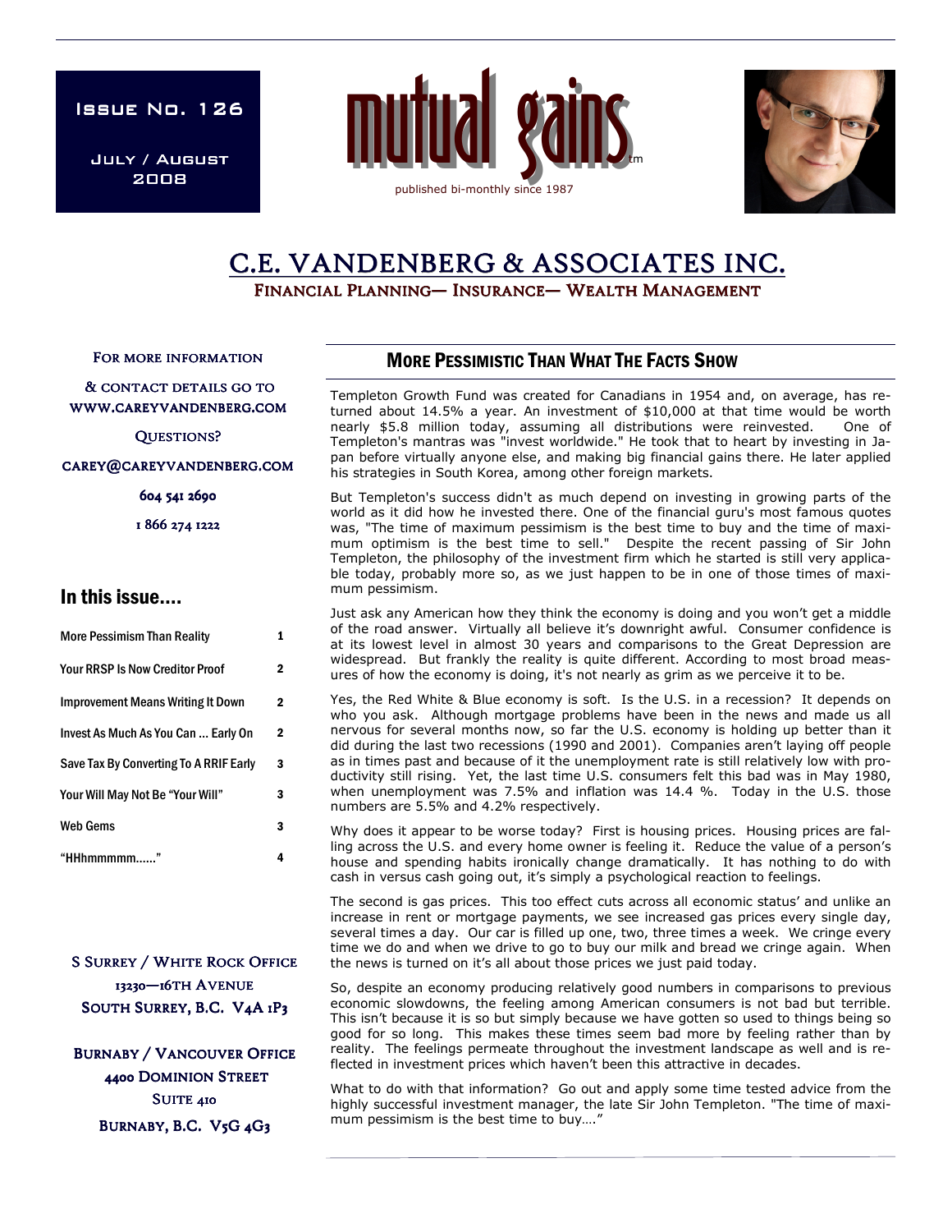Issue No. 126

July / August 2008

# mutual gains

published bi-monthly since 1987

# C.E. VANDENBERG & ASSOCIATES INC.

FINANCIAL PLANNING— INSURANCE— WEALTH MANAGEMENT

FOR MORE INFORMATION

& CONTACT DETAILS GO TO WWW.CAREYVANDENBERG.COM

QUESTIONS?

CAREY@CAREYVANDENBERG.COM

604 541 2690

1 866 274 1222

## In this issue....

| | |
|---|---|
| More Pessimism Than Reality | 1 |
| Your RRSP Is Now Creditor Proof | 2 |
| Improvement Means Writing It Down | 2 |
| Invest As Much As You Can ... Early On | 2 |
| Save Tax By Converting To A RRIF Early | 3 |
| Your Will May Not Be "Your Will" | 3 |
| Web Gems | 3 |
| "HHhmmmmm......" | 4 |

S SURREY / WHITE ROCK OFFICE
13230—16TH AVENUE
SOUTH SURREY, B.C. V4A 1P3

BURNABY / VANCOUVER OFFICE
4400 DOMINION STREET
SUITE 410
BURNABY, B.C. V5G 4G3

## MORE PESSIMISTIC THAN WHAT THE FACTS SHOW

Templeton Growth Fund was created for Canadians in 1954 and, on average, has returned about 14.5% a year. An investment of $10,000 at that time would be worth nearly $5.8 million today, assuming all distributions were reinvested. One of Templeton's mantras was "invest worldwide." He took that to heart by investing in Japan before virtually anyone else, and making big financial gains there. He later applied his strategies in South Korea, among other foreign markets.

But Templeton's success didn't as much depend on investing in growing parts of the world as it did how he invested there. One of the financial guru's most famous quotes was, "The time of maximum pessimism is the best time to buy and the time of maximum optimism is the best time to sell." Despite the recent passing of Sir John Templeton, the philosophy of the investment firm which he started is still very applicable today, probably more so, as we just happen to be in one of those times of maximum pessimism.

Just ask any American how they think the economy is doing and you won't get a middle of the road answer. Virtually all believe it's downright awful. Consumer confidence is at its lowest level in almost 30 years and comparisons to the Great Depression are widespread. But frankly the reality is quite different. According to most broad measures of how the economy is doing, it's not nearly as grim as we perceive it to be.

Yes, the Red White & Blue economy is soft. Is the U.S. in a recession? It depends on who you ask. Although mortgage problems have been in the news and made us all nervous for several months now, so far the U.S. economy is holding up better than it did during the last two recessions (1990 and 2001). Companies aren't laying off people as in times past and because of it the unemployment rate is still relatively low with productivity still rising. Yet, the last time U.S. consumers felt this bad was in May 1980, when unemployment was 7.5% and inflation was 14.4 %. Today in the U.S. those numbers are 5.5% and 4.2% respectively.

Why does it appear to be worse today? First is housing prices. Housing prices are falling across the U.S. and every home owner is feeling it. Reduce the value of a person's house and spending habits ironically change dramatically. It has nothing to do with cash in versus cash going out, it's simply a psychological reaction to feelings.

The second is gas prices. This too effect cuts across all economic status' and unlike an increase in rent or mortgage payments, we see increased gas prices every single day, several times a day. Our car is filled up one, two, three times a week. We cringe every time we do and when we drive to go to buy our milk and bread we cringe again. When the news is turned on it's all about those prices we just paid today.

So, despite an economy producing relatively good numbers in comparisons to previous economic slowdowns, the feeling among American consumers is not bad but terrible. This isn't because it is so but simply because we have gotten so used to things being so good for so long. This makes these times seem bad more by feeling rather than by reality. The feelings permeate throughout the investment landscape as well and is reflected in investment prices which haven't been this attractive in decades.

What to do with that information? Go out and apply some time tested advice from the highly successful investment manager, the late Sir John Templeton. "The time of maximum pessimism is the best time to buy…."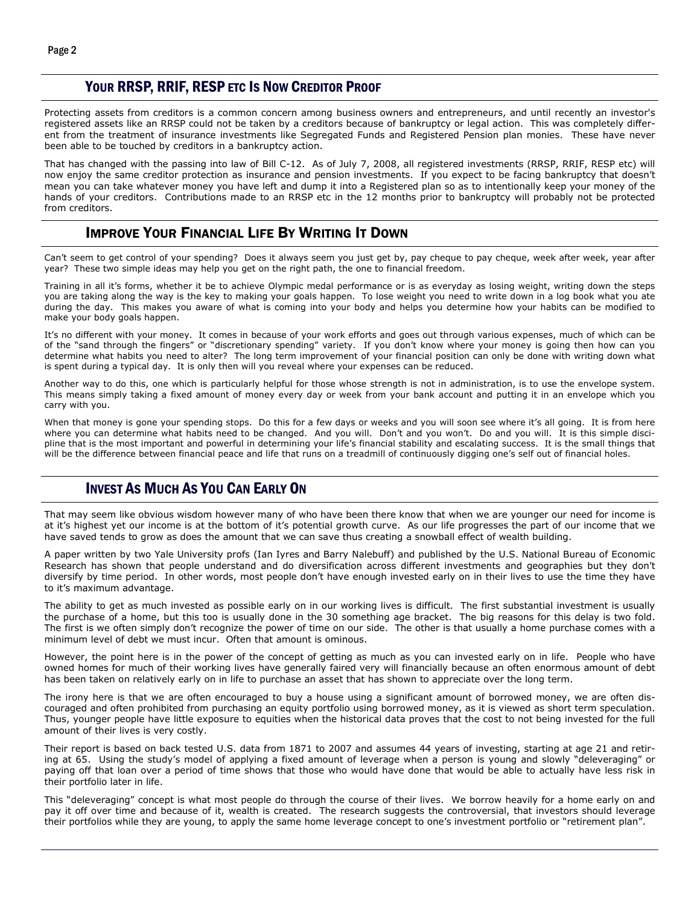## Your RRSP, RRIF, RESP etc Is Now Creditor Proof

Protecting assets from creditors is a common concern among business owners and entrepreneurs, and until recently an investor's registered assets like an RRSP could not be taken by a creditors because of bankruptcy or legal action. This was completely different from the treatment of insurance investments like Segregated Funds and Registered Pension plan monies. These have never been able to be touched by creditors in a bankruptcy action.

That has changed with the passing into law of Bill C-12. As of July 7, 2008, all registered investments (RRSP, RRIF, RESP etc) will now enjoy the same creditor protection as insurance and pension investments. If you expect to be facing bankruptcy that doesn't mean you can take whatever money you have left and dump it into a Registered plan so as to intentionally keep your money of the hands of your creditors. Contributions made to an RRSP etc in the 12 months prior to bankruptcy will probably not be protected from creditors.

## Improve Your Financial Life By Writing It Down

Can't seem to get control of your spending? Does it always seem you just get by, pay cheque to pay cheque, week after week, year after year? These two simple ideas may help you get on the right path, the one to financial freedom.

Training in all it's forms, whether it be to achieve Olympic medal performance or is as everyday as losing weight, writing down the steps you are taking along the way is the key to making your goals happen. To lose weight you need to write down in a log book what you ate during the day. This makes you aware of what is coming into your body and helps you determine how your habits can be modified to make your body goals happen.

It's no different with your money. It comes in because of your work efforts and goes out through various expenses, much of which can be of the "sand through the fingers" or "discretionary spending" variety. If you don't know where your money is going then how can you determine what habits you need to alter? The long term improvement of your financial position can only be done with writing down what is spent during a typical day. It is only then will you reveal where your expenses can be reduced.

Another way to do this, one which is particularly helpful for those whose strength is not in administration, is to use the envelope system. This means simply taking a fixed amount of money every day or week from your bank account and putting it in an envelope which you carry with you.

When that money is gone your spending stops. Do this for a few days or weeks and you will soon see where it's all going. It is from here where you can determine what habits need to be changed. And you will. Don't and you won't. Do and you will. It is this simple discipline that is the most important and powerful in determining your life's financial stability and escalating success. It is the small things that will be the difference between financial peace and life that runs on a treadmill of continuously digging one's self out of financial holes.

## Invest As Much As You Can Early On

That may seem like obvious wisdom however many of who have been there know that when we are younger our need for income is at it's highest yet our income is at the bottom of it's potential growth curve. As our life progresses the part of our income that we have saved tends to grow as does the amount that we can save thus creating a snowball effect of wealth building.

A paper written by two Yale University profs (Ian Iyres and Barry Nalebuff) and published by the U.S. National Bureau of Economic Research has shown that people understand and do diversification across different investments and geographies but they don't diversify by time period. In other words, most people don't have enough invested early on in their lives to use the time they have to it's maximum advantage.

The ability to get as much invested as possible early on in our working lives is difficult. The first substantial investment is usually the purchase of a home, but this too is usually done in the 30 something age bracket. The big reasons for this delay is two fold. The first is we often simply don't recognize the power of time on our side. The other is that usually a home purchase comes with a minimum level of debt we must incur. Often that amount is ominous.

However, the point here is in the power of the concept of getting as much as you can invested early on in life. People who have owned homes for much of their working lives have generally faired very will financially because an often enormous amount of debt has been taken on relatively early on in life to purchase an asset that has shown to appreciate over the long term.

The irony here is that we are often encouraged to buy a house using a significant amount of borrowed money, we are often discouraged and often prohibited from purchasing an equity portfolio using borrowed money, as it is viewed as short term speculation. Thus, younger people have little exposure to equities when the historical data proves that the cost to not being invested for the full amount of their lives is very costly.

Their report is based on back tested U.S. data from 1871 to 2007 and assumes 44 years of investing, starting at age 21 and retiring at 65. Using the study's model of applying a fixed amount of leverage when a person is young and slowly "deleveraging" or paying off that loan over a period of time shows that those who would have done that would be able to actually have less risk in their portfolio later in life.

This "deleveraging" concept is what most people do through the course of their lives. We borrow heavily for a home early on and pay it off over time and because of it, wealth is created. The research suggests the controversial, that investors should leverage their portfolios while they are young, to apply the same home leverage concept to one's investment portfolio or "retirement plan".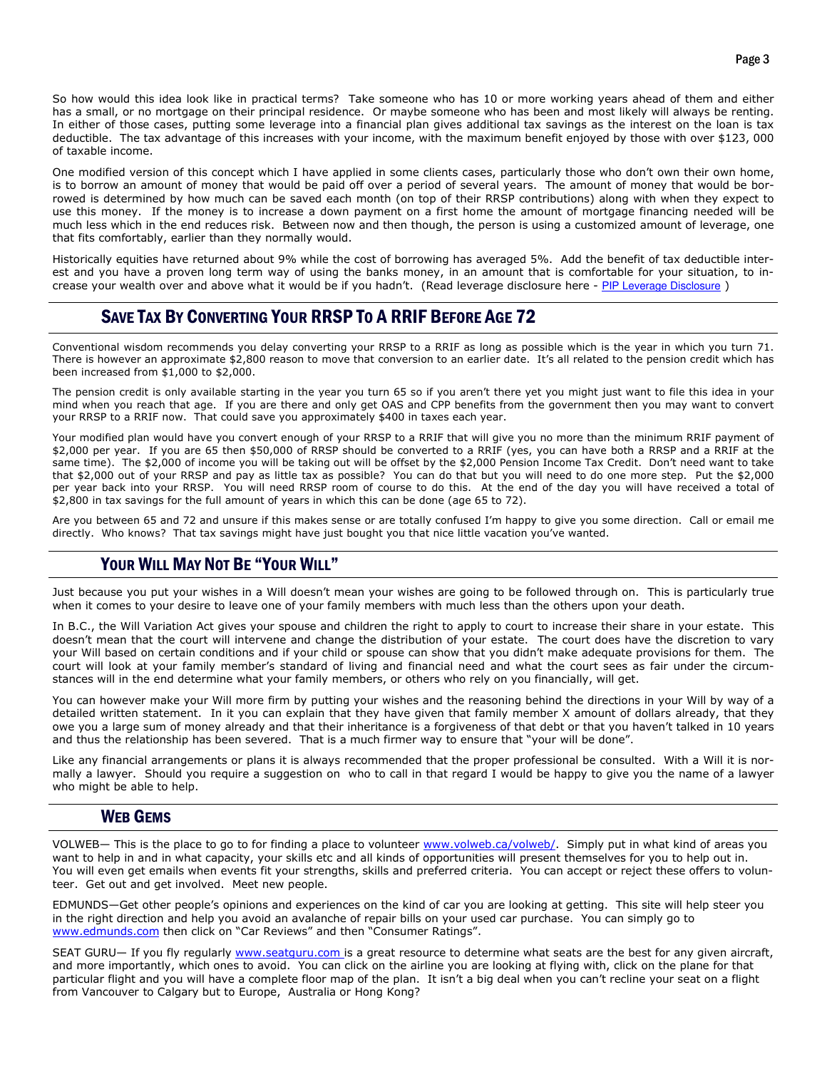So how would this idea look like in practical terms? Take someone who has 10 or more working years ahead of them and either has a small, or no mortgage on their principal residence. Or maybe someone who has been and most likely will always be renting. In either of those cases, putting some leverage into a financial plan gives additional tax savings as the interest on the loan is tax deductible. The tax advantage of this increases with your income, with the maximum benefit enjoyed by those with over $123, 000 of taxable income.

One modified version of this concept which I have applied in some clients cases, particularly those who don't own their own home, is to borrow an amount of money that would be paid off over a period of several years. The amount of money that would be borrowed is determined by how much can be saved each month (on top of their RRSP contributions) along with when they expect to use this money. If the money is to increase a down payment on a first home the amount of mortgage financing needed will be much less which in the end reduces risk. Between now and then though, the person is using a customized amount of leverage, one that fits comfortably, earlier than they normally would.

Historically equities have returned about 9% while the cost of borrowing has averaged 5%. Add the benefit of tax deductible interest and you have a proven long term way of using the banks money, in an amount that is comfortable for your situation, to increase your wealth over and above what it would be if you hadn't. (Read leverage disclosure here - PIP Leverage Disclosure )

## Save Tax By Converting Your RRSP To A RRIF Before Age 72

Conventional wisdom recommends you delay converting your RRSP to a RRIF as long as possible which is the year in which you turn 71. There is however an approximate $2,800 reason to move that conversion to an earlier date. It's all related to the pension credit which has been increased from $1,000 to $2,000.

The pension credit is only available starting in the year you turn 65 so if you aren't there yet you might just want to file this idea in your mind when you reach that age. If you are there and only get OAS and CPP benefits from the government then you may want to convert your RRSP to a RRIF now. That could save you approximately $400 in taxes each year.

Your modified plan would have you convert enough of your RRSP to a RRIF that will give you no more than the minimum RRIF payment of $2,000 per year. If you are 65 then $50,000 of RRSP should be converted to a RRIF (yes, you can have both a RRSP and a RRIF at the same time). The $2,000 of income you will be taking out will be offset by the $2,000 Pension Income Tax Credit. Don't need want to take that $2,000 out of your RRSP and pay as little tax as possible? You can do that but you will need to do one more step. Put the $2,000 per year back into your RRSP. You will need RRSP room of course to do this. At the end of the day you will have received a total of $2,800 in tax savings for the full amount of years in which this can be done (age 65 to 72).

Are you between 65 and 72 and unsure if this makes sense or are totally confused I'm happy to give you some direction. Call or email me directly. Who knows? That tax savings might have just bought you that nice little vacation you've wanted.

## Your Will May Not Be "Your Will"

Just because you put your wishes in a Will doesn't mean your wishes are going to be followed through on. This is particularly true when it comes to your desire to leave one of your family members with much less than the others upon your death.

In B.C., the Will Variation Act gives your spouse and children the right to apply to court to increase their share in your estate. This doesn't mean that the court will intervene and change the distribution of your estate. The court does have the discretion to vary your Will based on certain conditions and if your child or spouse can show that you didn't make adequate provisions for them. The court will look at your family member's standard of living and financial need and what the court sees as fair under the circumstances will in the end determine what your family members, or others who rely on you financially, will get.

You can however make your Will more firm by putting your wishes and the reasoning behind the directions in your Will by way of a detailed written statement. In it you can explain that they have given that family member X amount of dollars already, that they owe you a large sum of money already and that their inheritance is a forgiveness of that debt or that you haven't talked in 10 years and thus the relationship has been severed. That is a much firmer way to ensure that "your will be done".

Like any financial arrangements or plans it is always recommended that the proper professional be consulted. With a Will it is normally a lawyer. Should you require a suggestion on who to call in that regard I would be happy to give you the name of a lawyer who might be able to help.

## Web Gems

VOLWEB— This is the place to go to for finding a place to volunteer www.volweb.ca/volweb/. Simply put in what kind of areas you want to help in and in what capacity, your skills etc and all kinds of opportunities will present themselves for you to help out in. You will even get emails when events fit your strengths, skills and preferred criteria. You can accept or reject these offers to volunteer. Get out and get involved. Meet new people.

EDMUNDS—Get other people's opinions and experiences on the kind of car you are looking at getting. This site will help steer you in the right direction and help you avoid an avalanche of repair bills on your used car purchase. You can simply go to www.edmunds.com then click on "Car Reviews" and then "Consumer Ratings".

SEAT GURU— If you fly regularly www.seatguru.com is a great resource to determine what seats are the best for any given aircraft, and more importantly, which ones to avoid. You can click on the airline you are looking at flying with, click on the plane for that particular flight and you will have a complete floor map of the plan. It isn't a big deal when you can't recline your seat on a flight from Vancouver to Calgary but to Europe, Australia or Hong Kong?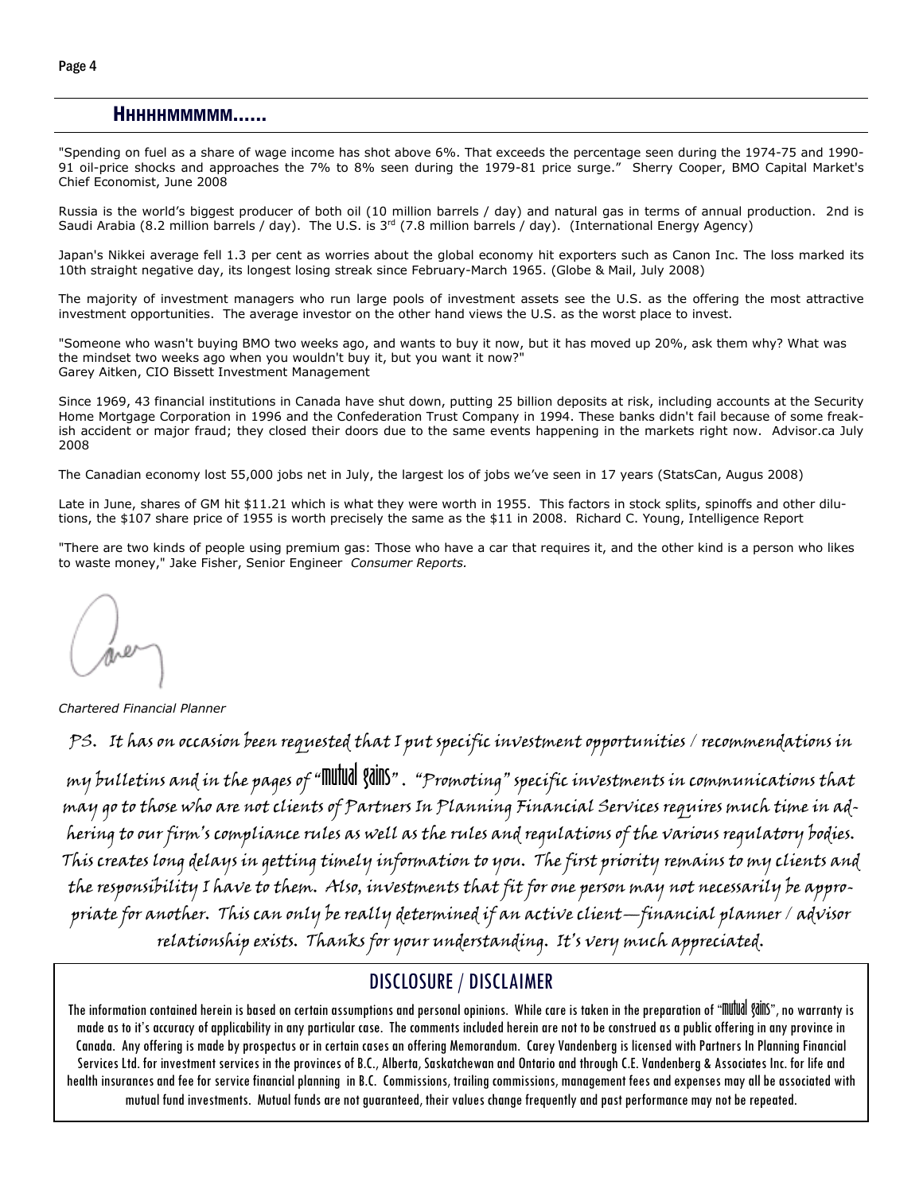## Hhhhhmmmmm......

"Spending on fuel as a share of wage income has shot above 6%. That exceeds the percentage seen during the 1974-75 and 1990-91 oil-price shocks and approaches the 7% to 8% seen during the 1979-81 price surge." Sherry Cooper, BMO Capital Market's Chief Economist, June 2008

Russia is the world's biggest producer of both oil (10 million barrels / day) and natural gas in terms of annual production. 2nd is Saudi Arabia (8.2 million barrels / day). The U.S. is 3rd (7.8 million barrels / day). (International Energy Agency)

Japan's Nikkei average fell 1.3 per cent as worries about the global economy hit exporters such as Canon Inc. The loss marked its 10th straight negative day, its longest losing streak since February-March 1965. (Globe & Mail, July 2008)

The majority of investment managers who run large pools of investment assets see the U.S. as the offering the most attractive investment opportunities. The average investor on the other hand views the U.S. as the worst place to invest.

"Someone who wasn't buying BMO two weeks ago, and wants to buy it now, but it has moved up 20%, ask them why? What was the mindset two weeks ago when you wouldn't buy it, but you want it now?"
Garey Aitken, CIO Bissett Investment Management

Since 1969, 43 financial institutions in Canada have shut down, putting 25 billion deposits at risk, including accounts at the Security Home Mortgage Corporation in 1996 and the Confederation Trust Company in 1994. These banks didn't fail because of some freakish accident or major fraud; they closed their doors due to the same events happening in the markets right now. Advisor.ca July 2008

The Canadian economy lost 55,000 jobs net in July, the largest los of jobs we've seen in 17 years (StatsCan, Augus 2008)

Late in June, shares of GM hit $11.21 which is what they were worth in 1955. This factors in stock splits, spinoffs and other dilutions, the $107 share price of 1955 is worth precisely the same as the $11 in 2008. Richard C. Young, Intelligence Report

"There are two kinds of people using premium gas: Those who have a car that requires it, and the other kind is a person who likes to waste money," Jake Fisher, Senior Engineer *Consumer Reports.*

*Chartered Financial Planner*

PS. It has on occasion been requested that I put specific investment opportunities / recommendations in my bulletins and in the pages of "mutual gains". "Promoting" specific investments in communications that may go to those who are not clients of Partners In Planning Financial Services requires much time in adhering to our firm's compliance rules as well as the rules and regulations of the various regulatory bodies. This creates long delays in getting timely information to you. The first priority remains to my clients and the responsibility I have to them. Also, investments that fit for one person may not necessarily be appropriate for another. This can only be really determined if an active client—financial planner / advisor relationship exists. Thanks for your understanding. It's very much appreciated.

### DISCLOSURE / DISCLAIMER

The information contained herein is based on certain assumptions and personal opinions. While care is taken in the preparation of "mutual gains", no warranty is made as to it's accuracy of applicability in any particular case. The comments included herein are not to be construed as a public offering in any province in Canada. Any offering is made by prospectus or in certain cases an offering Memorandum. Carey Vandenberg is licensed with Partners In Planning Financial Services Ltd. for investment services in the provinces of B.C., Alberta, Saskatchewan and Ontario and through C.E. Vandenberg & Associates Inc. for life and health insurances and fee for service financial planning in B.C. Commissions, trailing commissions, management fees and expenses may all be associated with mutual fund investments. Mutual funds are not guaranteed, their values change frequently and past performance may not be repeated.